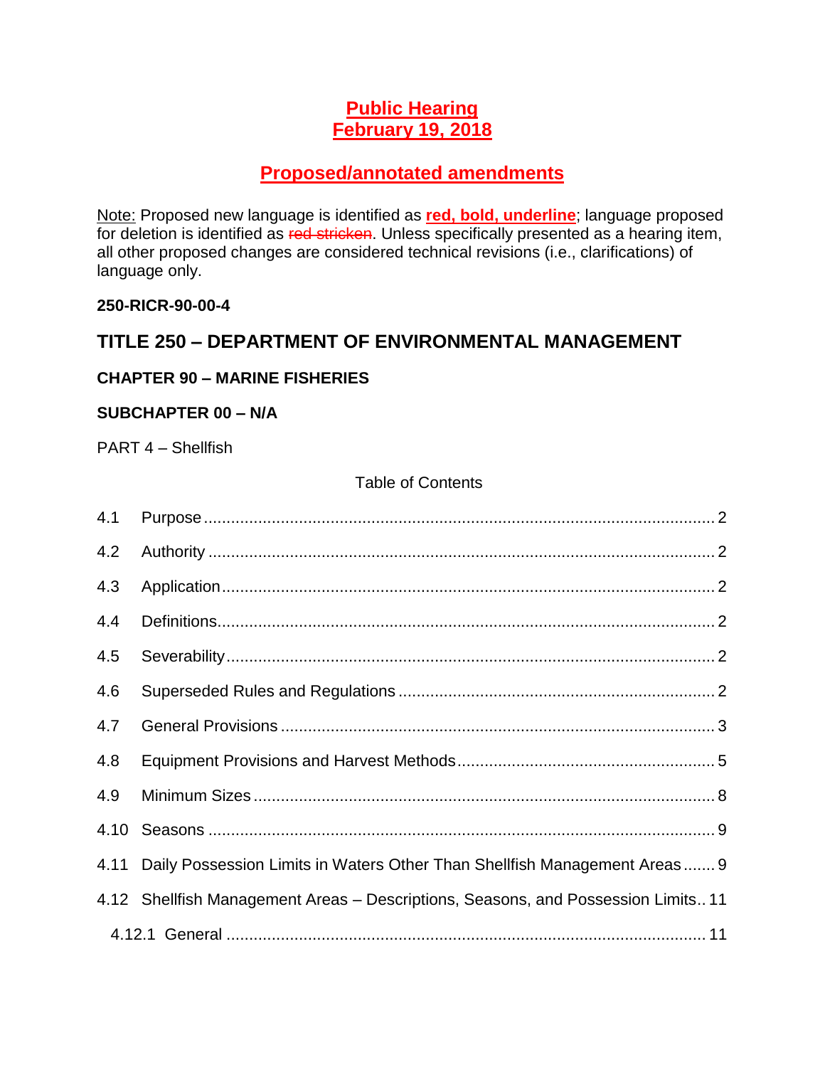**Public Hearing**
**February 19, 2018**

**Proposed/annotated amendments**

Note: Proposed new language is identified as **red, bold, underline**; language proposed for deletion is identified as ~~red stricken~~. Unless specifically presented as a hearing item, all other proposed changes are considered technical revisions (i.e., clarifications) of language only.

**250-RICR-90-00-4**

## TITLE 250 – DEPARTMENT OF ENVIRONMENTAL MANAGEMENT

### CHAPTER 90 – MARINE FISHERIES

### SUBCHAPTER 00 – N/A

PART 4 – Shellfish

Table of Contents

4.1 Purpose ... 2

4.2 Authority ... 2

4.3 Application ... 2

4.4 Definitions ... 2

4.5 Severability ... 2

4.6 Superseded Rules and Regulations ... 2

4.7 General Provisions ... 3

4.8 Equipment Provisions and Harvest Methods ... 5

4.9 Minimum Sizes ... 8

4.10 Seasons ... 9

4.11 Daily Possession Limits in Waters Other Than Shellfish Management Areas ... 9

4.12 Shellfish Management Areas – Descriptions, Seasons, and Possession Limits ... 11

4.12.1 General ... 11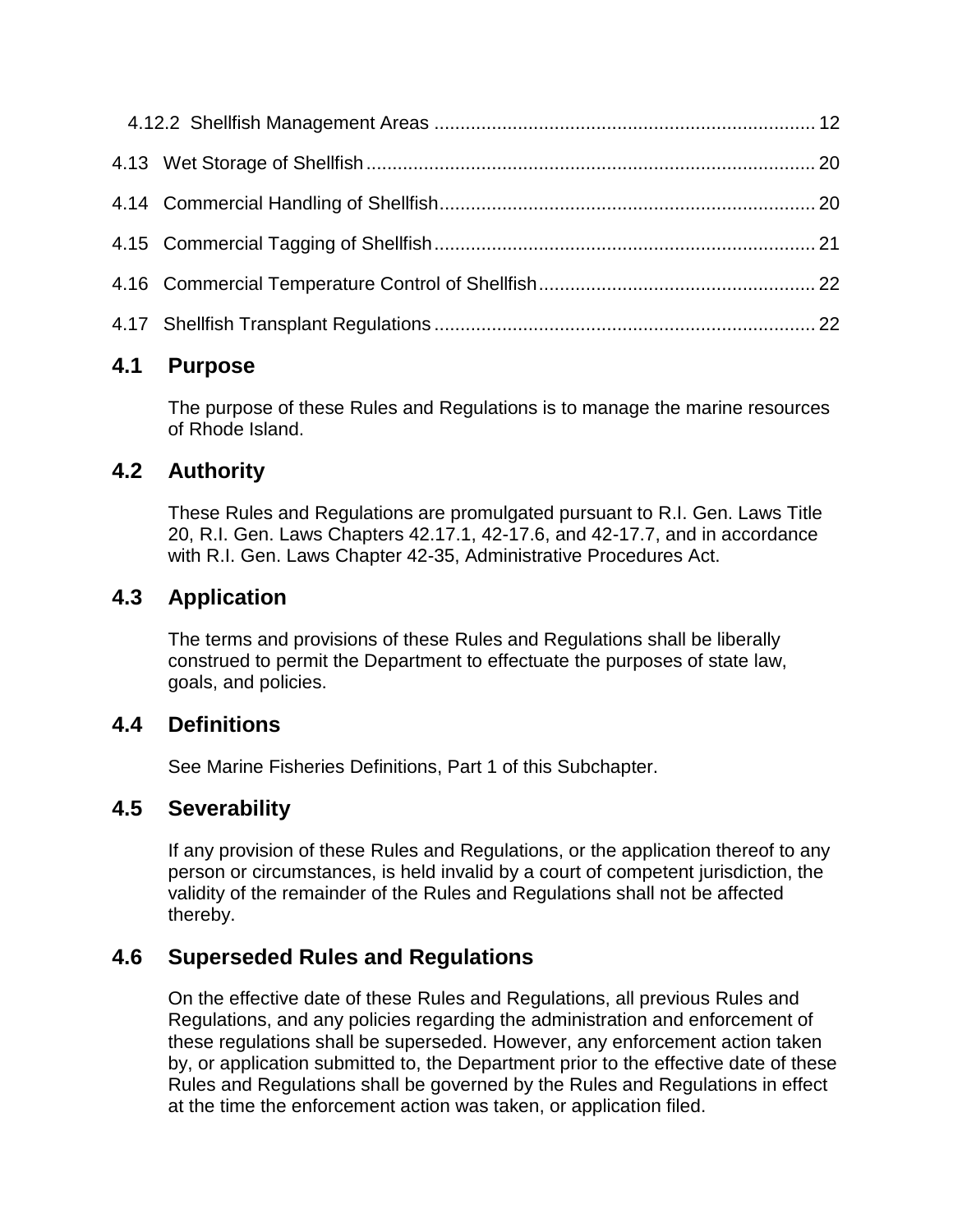4.12.2 Shellfish Management Areas ........................................................................ 12

4.13 Wet Storage of Shellfish ..................................................................................... 20

4.14 Commercial Handling of Shellfish ....................................................................... 20

4.15 Commercial Tagging of Shellfish ........................................................................ 21

4.16 Commercial Temperature Control of Shellfish .................................................... 22

4.17 Shellfish Transplant Regulations ........................................................................ 22

## 4.1 Purpose

The purpose of these Rules and Regulations is to manage the marine resources of Rhode Island.

## 4.2 Authority

These Rules and Regulations are promulgated pursuant to R.I. Gen. Laws Title 20, R.I. Gen. Laws Chapters 42.17.1, 42-17.6, and 42-17.7, and in accordance with R.I. Gen. Laws Chapter 42-35, Administrative Procedures Act.

## 4.3 Application

The terms and provisions of these Rules and Regulations shall be liberally construed to permit the Department to effectuate the purposes of state law, goals, and policies.

## 4.4 Definitions

See Marine Fisheries Definitions, Part 1 of this Subchapter.

## 4.5 Severability

If any provision of these Rules and Regulations, or the application thereof to any person or circumstances, is held invalid by a court of competent jurisdiction, the validity of the remainder of the Rules and Regulations shall not be affected thereby.

## 4.6 Superseded Rules and Regulations

On the effective date of these Rules and Regulations, all previous Rules and Regulations, and any policies regarding the administration and enforcement of these regulations shall be superseded. However, any enforcement action taken by, or application submitted to, the Department prior to the effective date of these Rules and Regulations shall be governed by the Rules and Regulations in effect at the time the enforcement action was taken, or application filed.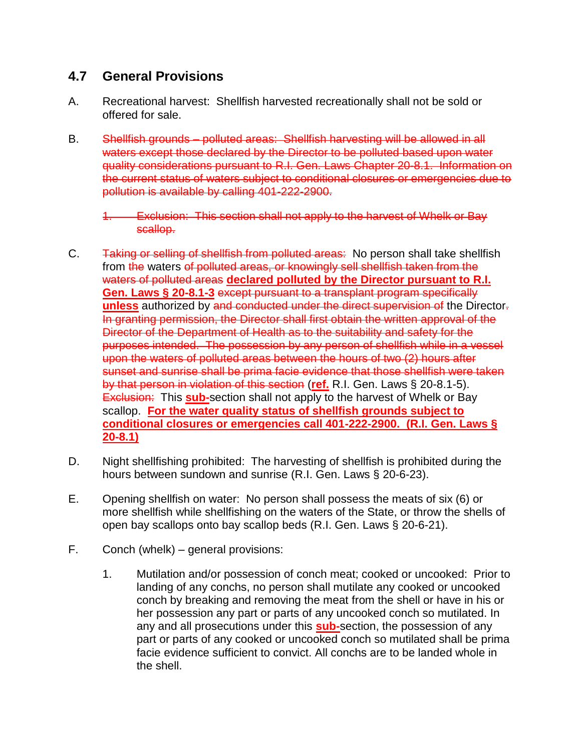## 4.7 General Provisions

A. Recreational harvest: Shellfish harvested recreationally shall not be sold or offered for sale.

B. ~~Shellfish grounds – polluted areas: Shellfish harvesting will be allowed in all waters except those declared by the Director to be polluted based upon water quality considerations pursuant to R.I. Gen. Laws Chapter 20-8.1. Information on the current status of waters subject to conditional closures or emergencies due to pollution is available by calling 401-222-2900.~~

   ~~1. Exclusion: This section shall not apply to the harvest of Whelk or Bay scallop.~~

C. ~~Taking or selling of shellfish from polluted areas:~~ No person shall take shellfish from ~~the~~ waters ~~of polluted areas, or knowingly sell shellfish taken from the waters of polluted areas~~ **declared polluted by the Director pursuant to R.I. Gen. Laws § 20-8.1-3** ~~except pursuant to a transplant program specifically~~ **unless** authorized by ~~and conducted under the direct supervision of~~ the Director~~. In granting permission, the Director shall first obtain the written approval of the Director of the Department of Health as to the suitability and safety for the purposes intended. The possession by any person of shellfish while in a vessel upon the waters of polluted areas between the hours of two (2) hours after sunset and sunrise shall be prima facie evidence that those shellfish were taken by that person in violation of this section~~ (**ref.** R.I. Gen. Laws § 20-8.1-5). ~~Exclusion:~~ This **sub-**section shall not apply to the harvest of Whelk or Bay scallop. **For the water quality status of shellfish grounds subject to conditional closures or emergencies call 401-222-2900. (R.I. Gen. Laws § 20-8.1)**

D. Night shellfishing prohibited: The harvesting of shellfish is prohibited during the hours between sundown and sunrise (R.I. Gen. Laws § 20-6-23).

E. Opening shellfish on water: No person shall possess the meats of six (6) or more shellfish while shellfishing on the waters of the State, or throw the shells of open bay scallops onto bay scallop beds (R.I. Gen. Laws § 20-6-21).

F. Conch (whelk) – general provisions:

   1. Mutilation and/or possession of conch meat; cooked or uncooked: Prior to landing of any conchs, no person shall mutilate any cooked or uncooked conch by breaking and removing the meat from the shell or have in his or her possession any part or parts of any uncooked conch so mutilated. In any and all prosecutions under this **sub-**section, the possession of any part or parts of any cooked or uncooked conch so mutilated shall be prima facie evidence sufficient to convict. All conchs are to be landed whole in the shell.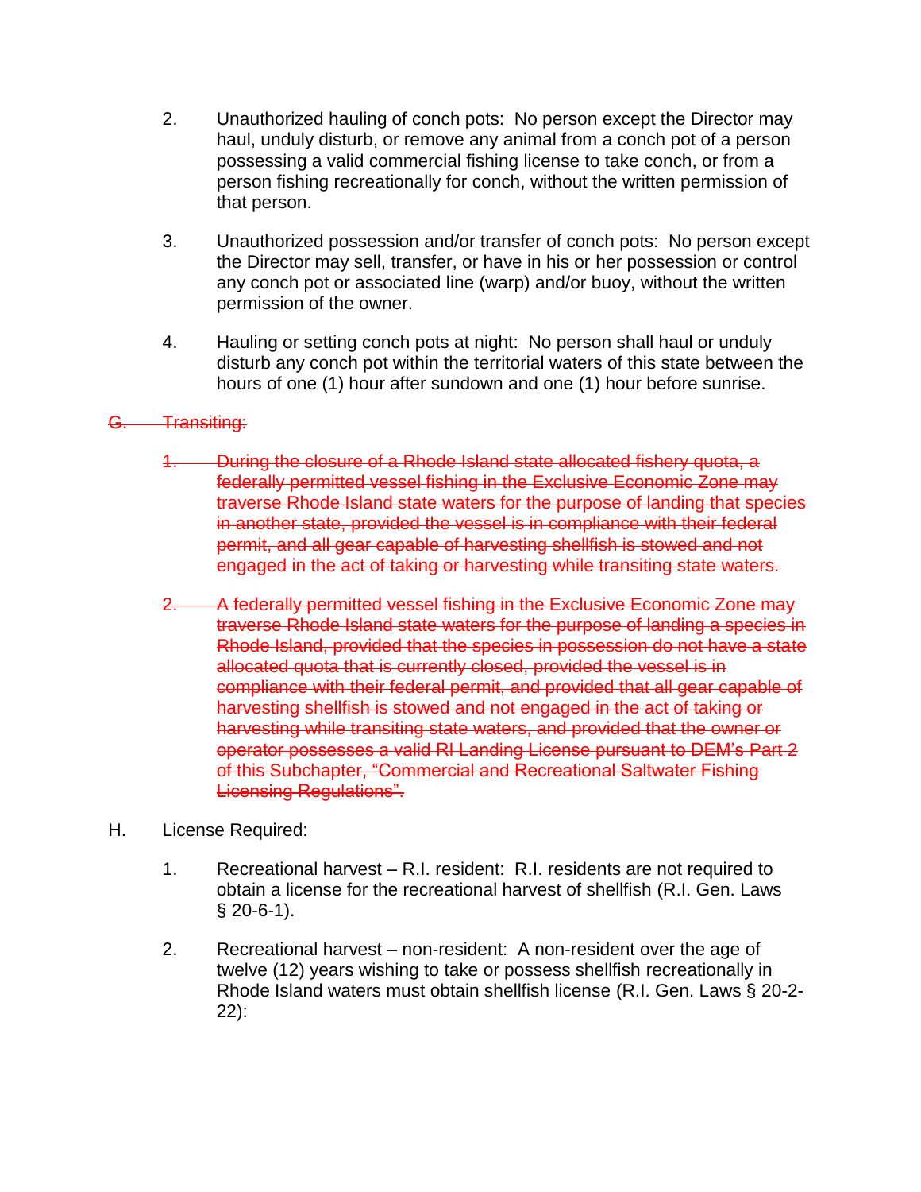2. Unauthorized hauling of conch pots: No person except the Director may haul, unduly disturb, or remove any animal from a conch pot of a person possessing a valid commercial fishing license to take conch, or from a person fishing recreationally for conch, without the written permission of that person.

3. Unauthorized possession and/or transfer of conch pots: No person except the Director may sell, transfer, or have in his or her possession or control any conch pot or associated line (warp) and/or buoy, without the written permission of the owner.

4. Hauling or setting conch pots at night: No person shall haul or unduly disturb any conch pot within the territorial waters of this state between the hours of one (1) hour after sundown and one (1) hour before sunrise.

~~G. Transiting:~~

~~1. During the closure of a Rhode Island state allocated fishery quota, a federally permitted vessel fishing in the Exclusive Economic Zone may traverse Rhode Island state waters for the purpose of landing that species in another state, provided the vessel is in compliance with their federal permit, and all gear capable of harvesting shellfish is stowed and not engaged in the act of taking or harvesting while transiting state waters.~~

~~2. A federally permitted vessel fishing in the Exclusive Economic Zone may traverse Rhode Island state waters for the purpose of landing a species in Rhode Island, provided that the species in possession do not have a state allocated quota that is currently closed, provided the vessel is in compliance with their federal permit, and provided that all gear capable of harvesting shellfish is stowed and not engaged in the act of taking or harvesting while transiting state waters, and provided that the owner or operator possesses a valid RI Landing License pursuant to DEM's Part 2 of this Subchapter, "Commercial and Recreational Saltwater Fishing Licensing Regulations".~~

H. License Required:

1. Recreational harvest – R.I. resident: R.I. residents are not required to obtain a license for the recreational harvest of shellfish (R.I. Gen. Laws § 20-6-1).

2. Recreational harvest – non-resident: A non-resident over the age of twelve (12) years wishing to take or possess shellfish recreationally in Rhode Island waters must obtain shellfish license (R.I. Gen. Laws § 20-2-22):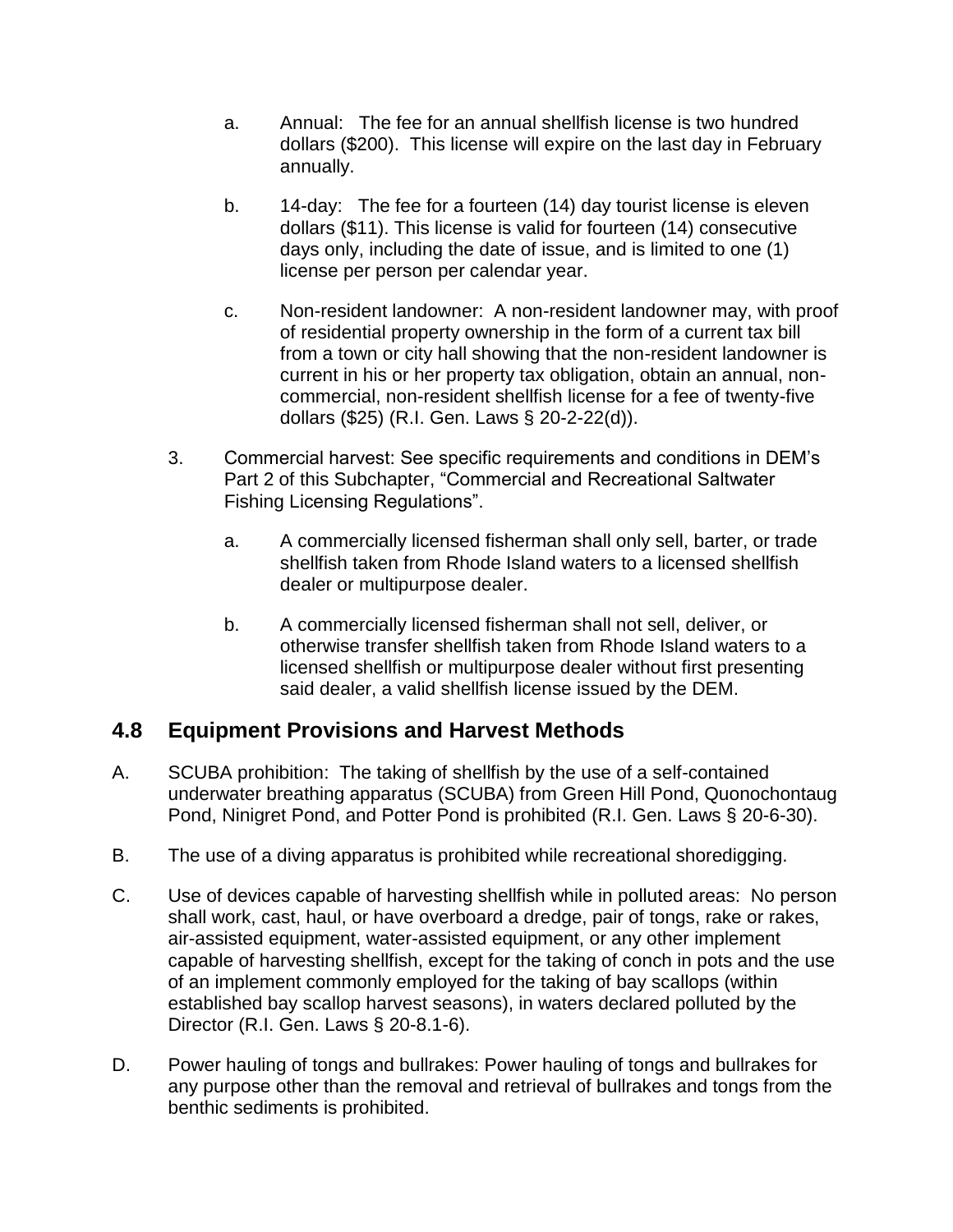a. Annual: The fee for an annual shellfish license is two hundred dollars ($200). This license will expire on the last day in February annually.

b. 14-day: The fee for a fourteen (14) day tourist license is eleven dollars ($11). This license is valid for fourteen (14) consecutive days only, including the date of issue, and is limited to one (1) license per person per calendar year.

c. Non-resident landowner: A non-resident landowner may, with proof of residential property ownership in the form of a current tax bill from a town or city hall showing that the non-resident landowner is current in his or her property tax obligation, obtain an annual, non-commercial, non-resident shellfish license for a fee of twenty-five dollars ($25) (R.I. Gen. Laws § 20-2-22(d)).

3. Commercial harvest: See specific requirements and conditions in DEM's Part 2 of this Subchapter, "Commercial and Recreational Saltwater Fishing Licensing Regulations".

   a. A commercially licensed fisherman shall only sell, barter, or trade shellfish taken from Rhode Island waters to a licensed shellfish dealer or multipurpose dealer.

   b. A commercially licensed fisherman shall not sell, deliver, or otherwise transfer shellfish taken from Rhode Island waters to a licensed shellfish or multipurpose dealer without first presenting said dealer, a valid shellfish license issued by the DEM.

## 4.8 Equipment Provisions and Harvest Methods

A. SCUBA prohibition: The taking of shellfish by the use of a self-contained underwater breathing apparatus (SCUBA) from Green Hill Pond, Quonochontaug Pond, Ninigret Pond, and Potter Pond is prohibited (R.I. Gen. Laws § 20-6-30).

B. The use of a diving apparatus is prohibited while recreational shoredigging.

C. Use of devices capable of harvesting shellfish while in polluted areas: No person shall work, cast, haul, or have overboard a dredge, pair of tongs, rake or rakes, air-assisted equipment, water-assisted equipment, or any other implement capable of harvesting shellfish, except for the taking of conch in pots and the use of an implement commonly employed for the taking of bay scallops (within established bay scallop harvest seasons), in waters declared polluted by the Director (R.I. Gen. Laws § 20-8.1-6).

D. Power hauling of tongs and bullrakes: Power hauling of tongs and bullrakes for any purpose other than the removal and retrieval of bullrakes and tongs from the benthic sediments is prohibited.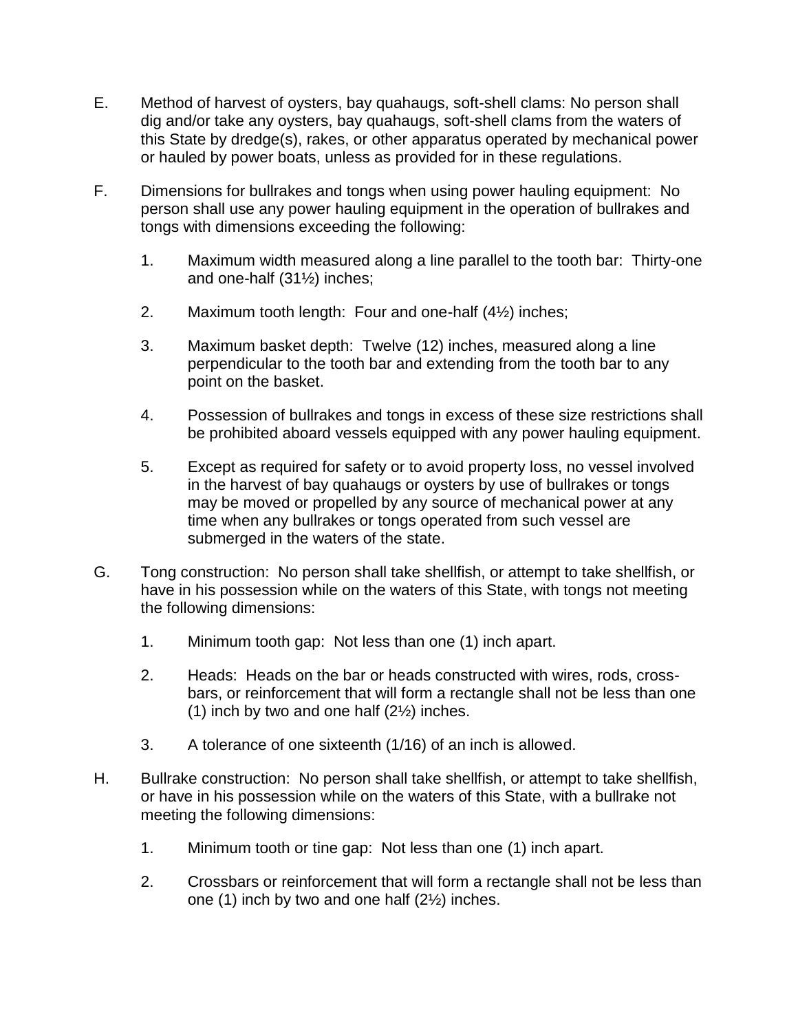E. Method of harvest of oysters, bay quahaugs, soft-shell clams: No person shall dig and/or take any oysters, bay quahaugs, soft-shell clams from the waters of this State by dredge(s), rakes, or other apparatus operated by mechanical power or hauled by power boats, unless as provided for in these regulations.

F. Dimensions for bullrakes and tongs when using power hauling equipment: No person shall use any power hauling equipment in the operation of bullrakes and tongs with dimensions exceeding the following:

1. Maximum width measured along a line parallel to the tooth bar: Thirty-one and one-half (31½) inches;

2. Maximum tooth length: Four and one-half (4½) inches;

3. Maximum basket depth: Twelve (12) inches, measured along a line perpendicular to the tooth bar and extending from the tooth bar to any point on the basket.

4. Possession of bullrakes and tongs in excess of these size restrictions shall be prohibited aboard vessels equipped with any power hauling equipment.

5. Except as required for safety or to avoid property loss, no vessel involved in the harvest of bay quahaugs or oysters by use of bullrakes or tongs may be moved or propelled by any source of mechanical power at any time when any bullrakes or tongs operated from such vessel are submerged in the waters of the state.

G. Tong construction: No person shall take shellfish, or attempt to take shellfish, or have in his possession while on the waters of this State, with tongs not meeting the following dimensions:

1. Minimum tooth gap: Not less than one (1) inch apart.

2. Heads: Heads on the bar or heads constructed with wires, rods, cross-bars, or reinforcement that will form a rectangle shall not be less than one (1) inch by two and one half (2½) inches.

3. A tolerance of one sixteenth (1/16) of an inch is allowed.

H. Bullrake construction: No person shall take shellfish, or attempt to take shellfish, or have in his possession while on the waters of this State, with a bullrake not meeting the following dimensions:

1. Minimum tooth or tine gap: Not less than one (1) inch apart.

2. Crossbars or reinforcement that will form a rectangle shall not be less than one (1) inch by two and one half (2½) inches.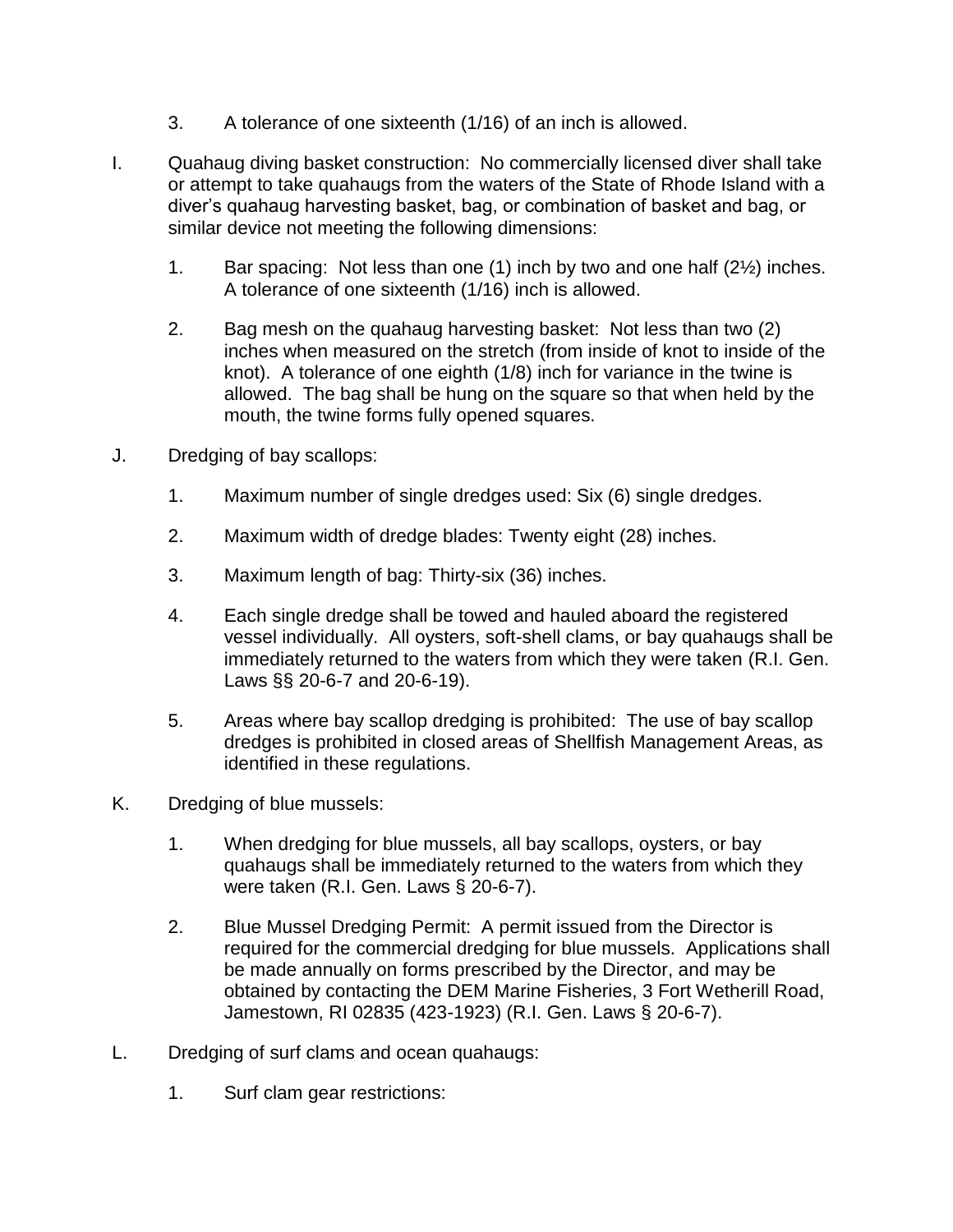3. A tolerance of one sixteenth (1/16) of an inch is allowed.

I. Quahaug diving basket construction: No commercially licensed diver shall take or attempt to take quahaugs from the waters of the State of Rhode Island with a diver's quahaug harvesting basket, bag, or combination of basket and bag, or similar device not meeting the following dimensions:

   1. Bar spacing: Not less than one (1) inch by two and one half (2½) inches. A tolerance of one sixteenth (1/16) inch is allowed.

   2. Bag mesh on the quahaug harvesting basket: Not less than two (2) inches when measured on the stretch (from inside of knot to inside of the knot). A tolerance of one eighth (1/8) inch for variance in the twine is allowed. The bag shall be hung on the square so that when held by the mouth, the twine forms fully opened squares.

J. Dredging of bay scallops:

   1. Maximum number of single dredges used: Six (6) single dredges.

   2. Maximum width of dredge blades: Twenty eight (28) inches.

   3. Maximum length of bag: Thirty-six (36) inches.

   4. Each single dredge shall be towed and hauled aboard the registered vessel individually. All oysters, soft-shell clams, or bay quahaugs shall be immediately returned to the waters from which they were taken (R.I. Gen. Laws §§ 20-6-7 and 20-6-19).

   5. Areas where bay scallop dredging is prohibited: The use of bay scallop dredges is prohibited in closed areas of Shellfish Management Areas, as identified in these regulations.

K. Dredging of blue mussels:

   1. When dredging for blue mussels, all bay scallops, oysters, or bay quahaugs shall be immediately returned to the waters from which they were taken (R.I. Gen. Laws § 20-6-7).

   2. Blue Mussel Dredging Permit: A permit issued from the Director is required for the commercial dredging for blue mussels. Applications shall be made annually on forms prescribed by the Director, and may be obtained by contacting the DEM Marine Fisheries, 3 Fort Wetherill Road, Jamestown, RI 02835 (423-1923) (R.I. Gen. Laws § 20-6-7).

L. Dredging of surf clams and ocean quahaugs:

   1. Surf clam gear restrictions: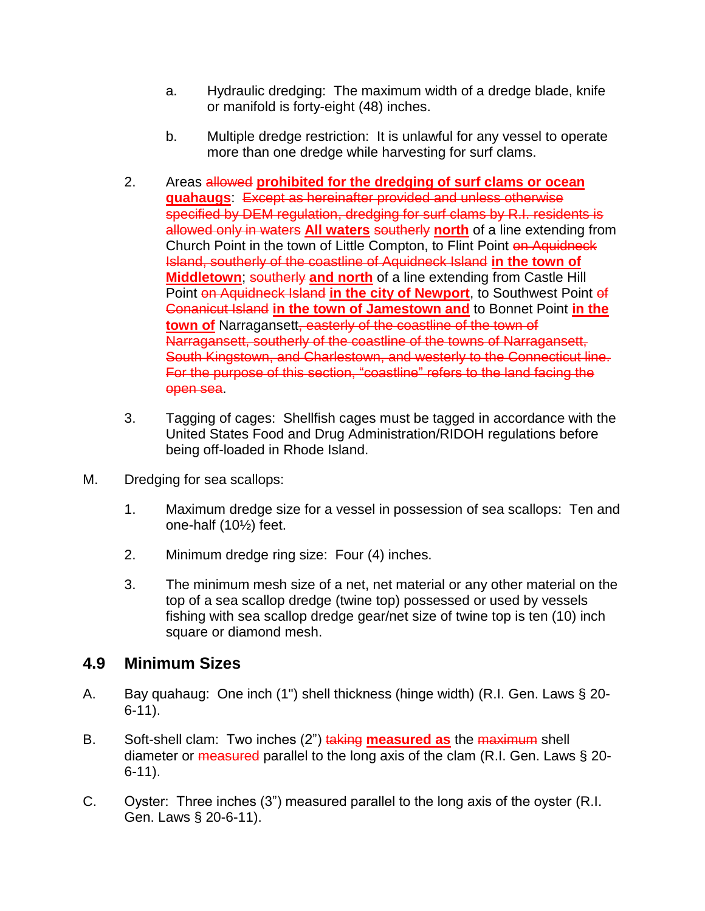a. Hydraulic dredging: The maximum width of a dredge blade, knife or manifold is forty-eight (48) inches.

b. Multiple dredge restriction: It is unlawful for any vessel to operate more than one dredge while harvesting for surf clams.

2. Areas ~~allowed~~ **prohibited for the dredging of surf clams or ocean quahaugs**: ~~Except as hereinafter provided and unless otherwise specified by DEM regulation, dredging for surf clams by R.I. residents is allowed only in waters~~ **All waters** ~~southerly~~ **north** of a line extending from Church Point in the town of Little Compton, to Flint Point ~~on Aquidneck Island, southerly of the coastline of Aquidneck Island~~ **in the town of Middletown**; ~~southerly~~ **and north** of a line extending from Castle Hill Point ~~on Aquidneck Island~~ **in the city of Newport**, to Southwest Point ~~of Conanicut Island~~ **in the town of Jamestown and** to Bonnet Point **in the town of** Narragansett~~, easterly of the coastline of the town of Narragansett, southerly of the coastline of the towns of Narragansett, South Kingstown, and Charlestown, and westerly to the Connecticut line. For the purpose of this section, "coastline" refers to the land facing the open sea~~.

3. Tagging of cages: Shellfish cages must be tagged in accordance with the United States Food and Drug Administration/RIDOH regulations before being off-loaded in Rhode Island.

M. Dredging for sea scallops:

1. Maximum dredge size for a vessel in possession of sea scallops: Ten and one-half (10½) feet.

2. Minimum dredge ring size: Four (4) inches.

3. The minimum mesh size of a net, net material or any other material on the top of a sea scallop dredge (twine top) possessed or used by vessels fishing with sea scallop dredge gear/net size of twine top is ten (10) inch square or diamond mesh.

## 4.9 Minimum Sizes

A. Bay quahaug: One inch (1") shell thickness (hinge width) (R.I. Gen. Laws § 20-6-11).

B. Soft-shell clam: Two inches (2") ~~taking~~ **measured as** the ~~maximum~~ shell diameter or ~~measured~~ parallel to the long axis of the clam (R.I. Gen. Laws § 20-6-11).

C. Oyster: Three inches (3") measured parallel to the long axis of the oyster (R.I. Gen. Laws § 20-6-11).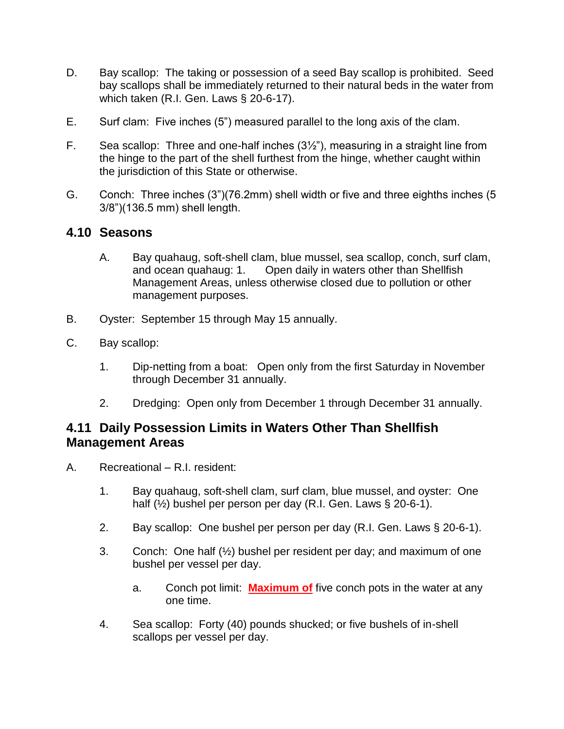D. Bay scallop: The taking or possession of a seed Bay scallop is prohibited. Seed bay scallops shall be immediately returned to their natural beds in the water from which taken (R.I. Gen. Laws § 20-6-17).

E. Surf clam: Five inches (5") measured parallel to the long axis of the clam.

F. Sea scallop: Three and one-half inches (3½"), measuring in a straight line from the hinge to the part of the shell furthest from the hinge, whether caught within the jurisdiction of this State or otherwise.

G. Conch: Three inches (3")(76.2mm) shell width or five and three eighths inches (5 3/8")(136.5 mm) shell length.

## 4.10 Seasons

A. Bay quahaug, soft-shell clam, blue mussel, sea scallop, conch, surf clam, and ocean quahaug: 1. Open daily in waters other than Shellfish Management Areas, unless otherwise closed due to pollution or other management purposes.

B. Oyster: September 15 through May 15 annually.

C. Bay scallop:

1. Dip-netting from a boat: Open only from the first Saturday in November through December 31 annually.

2. Dredging: Open only from December 1 through December 31 annually.

## 4.11 Daily Possession Limits in Waters Other Than Shellfish Management Areas

A. Recreational – R.I. resident:

1. Bay quahaug, soft-shell clam, surf clam, blue mussel, and oyster: One half (½) bushel per person per day (R.I. Gen. Laws § 20-6-1).

2. Bay scallop: One bushel per person per day (R.I. Gen. Laws § 20-6-1).

3. Conch: One half (½) bushel per resident per day; and maximum of one bushel per vessel per day.

   a. Conch pot limit: **Maximum of** five conch pots in the water at any one time.

4. Sea scallop: Forty (40) pounds shucked; or five bushels of in-shell scallops per vessel per day.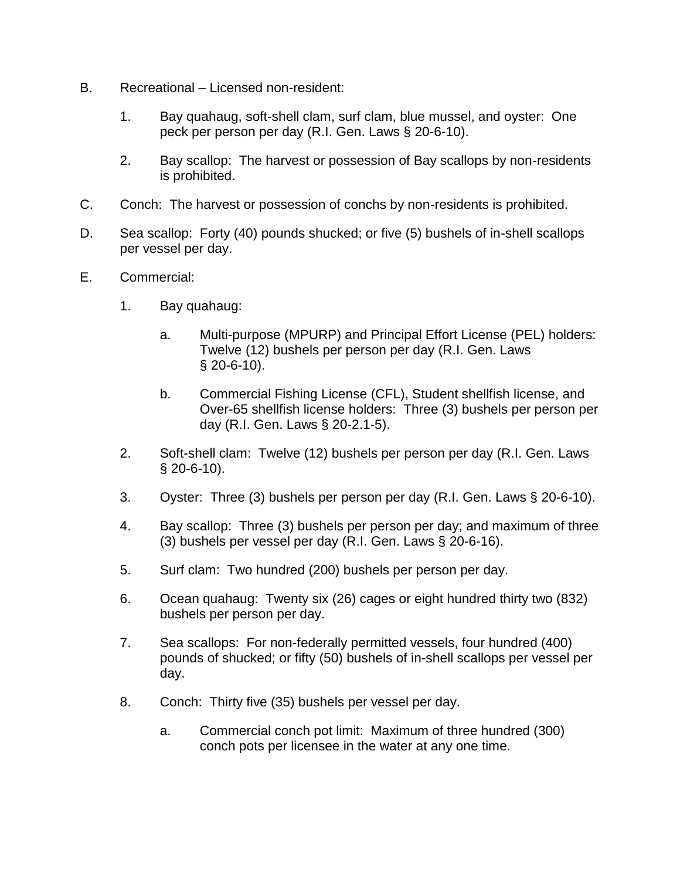B. Recreational – Licensed non-resident:

   1. Bay quahaug, soft-shell clam, surf clam, blue mussel, and oyster: One peck per person per day (R.I. Gen. Laws § 20-6-10).

   2. Bay scallop: The harvest or possession of Bay scallops by non-residents is prohibited.

C. Conch: The harvest or possession of conchs by non-residents is prohibited.

D. Sea scallop: Forty (40) pounds shucked; or five (5) bushels of in-shell scallops per vessel per day.

E. Commercial:

   1. Bay quahaug:

      a. Multi-purpose (MPURP) and Principal Effort License (PEL) holders: Twelve (12) bushels per person per day (R.I. Gen. Laws § 20-6-10).

      b. Commercial Fishing License (CFL), Student shellfish license, and Over-65 shellfish license holders: Three (3) bushels per person per day (R.I. Gen. Laws § 20-2.1-5).

   2. Soft-shell clam: Twelve (12) bushels per person per day (R.I. Gen. Laws § 20-6-10).

   3. Oyster: Three (3) bushels per person per day (R.I. Gen. Laws § 20-6-10).

   4. Bay scallop: Three (3) bushels per person per day; and maximum of three (3) bushels per vessel per day (R.I. Gen. Laws § 20-6-16).

   5. Surf clam: Two hundred (200) bushels per person per day.

   6. Ocean quahaug: Twenty six (26) cages or eight hundred thirty two (832) bushels per person per day.

   7. Sea scallops: For non-federally permitted vessels, four hundred (400) pounds of shucked; or fifty (50) bushels of in-shell scallops per vessel per day.

   8. Conch: Thirty five (35) bushels per vessel per day.

      a. Commercial conch pot limit: Maximum of three hundred (300) conch pots per licensee in the water at any one time.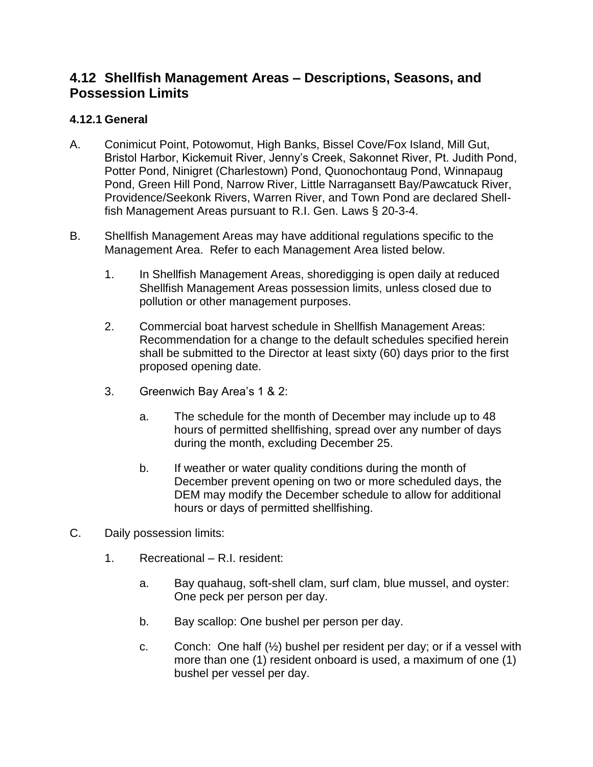## 4.12 Shellfish Management Areas – Descriptions, Seasons, and Possession Limits

### 4.12.1 General

A. Conimicut Point, Potowomut, High Banks, Bissel Cove/Fox Island, Mill Gut, Bristol Harbor, Kickemuit River, Jenny's Creek, Sakonnet River, Pt. Judith Pond, Potter Pond, Ninigret (Charlestown) Pond, Quonochontaug Pond, Winnapaug Pond, Green Hill Pond, Narrow River, Little Narragansett Bay/Pawcatuck River, Providence/Seekonk Rivers, Warren River, and Town Pond are declared Shellfish Management Areas pursuant to R.I. Gen. Laws § 20-3-4.

B. Shellfish Management Areas may have additional regulations specific to the Management Area. Refer to each Management Area listed below.

   1. In Shellfish Management Areas, shoredigging is open daily at reduced Shellfish Management Areas possession limits, unless closed due to pollution or other management purposes.

   2. Commercial boat harvest schedule in Shellfish Management Areas: Recommendation for a change to the default schedules specified herein shall be submitted to the Director at least sixty (60) days prior to the first proposed opening date.

   3. Greenwich Bay Area's 1 & 2:

      a. The schedule for the month of December may include up to 48 hours of permitted shellfishing, spread over any number of days during the month, excluding December 25.

      b. If weather or water quality conditions during the month of December prevent opening on two or more scheduled days, the DEM may modify the December schedule to allow for additional hours or days of permitted shellfishing.

C. Daily possession limits:

   1. Recreational – R.I. resident:

      a. Bay quahaug, soft-shell clam, surf clam, blue mussel, and oyster: One peck per person per day.

      b. Bay scallop: One bushel per person per day.

      c. Conch: One half (½) bushel per resident per day; or if a vessel with more than one (1) resident onboard is used, a maximum of one (1) bushel per vessel per day.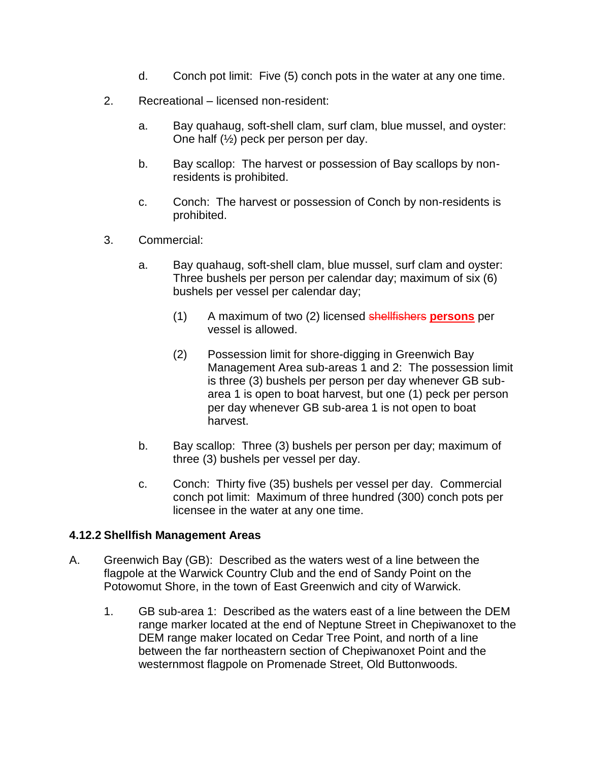d. Conch pot limit: Five (5) conch pots in the water at any one time.

2. Recreational – licensed non-resident:

   a. Bay quahaug, soft-shell clam, surf clam, blue mussel, and oyster: One half (½) peck per person per day.

   b. Bay scallop: The harvest or possession of Bay scallops by non-residents is prohibited.

   c. Conch: The harvest or possession of Conch by non-residents is prohibited.

3. Commercial:

   a. Bay quahaug, soft-shell clam, blue mussel, surf clam and oyster: Three bushels per person per calendar day; maximum of six (6) bushels per vessel per calendar day;

      (1) A maximum of two (2) licensed ~~shellfishers~~ **persons** per vessel is allowed.

      (2) Possession limit for shore-digging in Greenwich Bay Management Area sub-areas 1 and 2: The possession limit is three (3) bushels per person per day whenever GB sub-area 1 is open to boat harvest, but one (1) peck per person per day whenever GB sub-area 1 is not open to boat harvest.

   b. Bay scallop: Three (3) bushels per person per day; maximum of three (3) bushels per vessel per day.

   c. Conch: Thirty five (35) bushels per vessel per day. Commercial conch pot limit: Maximum of three hundred (300) conch pots per licensee in the water at any one time.

### 4.12.2 Shellfish Management Areas

A. Greenwich Bay (GB): Described as the waters west of a line between the flagpole at the Warwick Country Club and the end of Sandy Point on the Potowomut Shore, in the town of East Greenwich and city of Warwick.

   1. GB sub-area 1: Described as the waters east of a line between the DEM range marker located at the end of Neptune Street in Chepiwanoxet to the DEM range maker located on Cedar Tree Point, and north of a line between the far northeastern section of Chepiwanoxet Point and the westernmost flagpole on Promenade Street, Old Buttonwoods.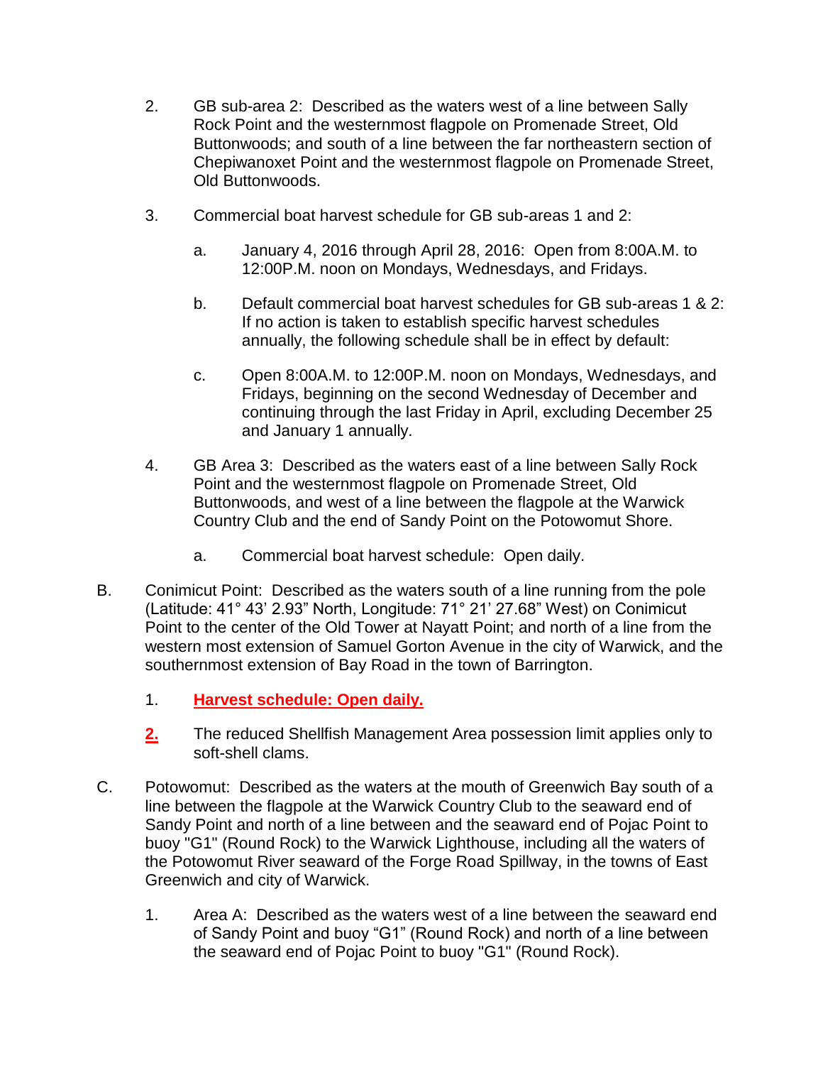2. GB sub-area 2: Described as the waters west of a line between Sally Rock Point and the westernmost flagpole on Promenade Street, Old Buttonwoods; and south of a line between the far northeastern section of Chepiwanoxet Point and the westernmost flagpole on Promenade Street, Old Buttonwoods.

3. Commercial boat harvest schedule for GB sub-areas 1 and 2:

   a. January 4, 2016 through April 28, 2016: Open from 8:00A.M. to 12:00P.M. noon on Mondays, Wednesdays, and Fridays.

   b. Default commercial boat harvest schedules for GB sub-areas 1 & 2: If no action is taken to establish specific harvest schedules annually, the following schedule shall be in effect by default:

   c. Open 8:00A.M. to 12:00P.M. noon on Mondays, Wednesdays, and Fridays, beginning on the second Wednesday of December and continuing through the last Friday in April, excluding December 25 and January 1 annually.

4. GB Area 3: Described as the waters east of a line between Sally Rock Point and the westernmost flagpole on Promenade Street, Old Buttonwoods, and west of a line between the flagpole at the Warwick Country Club and the end of Sandy Point on the Potowomut Shore.

   a. Commercial boat harvest schedule: Open daily.

B. Conimicut Point: Described as the waters south of a line running from the pole (Latitude: 41° 43’ 2.93” North, Longitude: 71° 21’ 27.68” West) on Conimicut Point to the center of the Old Tower at Nayatt Point; and north of a line from the western most extension of Samuel Gorton Avenue in the city of Warwick, and the southernmost extension of Bay Road in the town of Barrington.

   1. **Harvest schedule: Open daily.**

   **2.** The reduced Shellfish Management Area possession limit applies only to soft-shell clams.

C. Potowomut: Described as the waters at the mouth of Greenwich Bay south of a line between the flagpole at the Warwick Country Club to the seaward end of Sandy Point and north of a line between and the seaward end of Pojac Point to buoy "G1" (Round Rock) to the Warwick Lighthouse, including all the waters of the Potowomut River seaward of the Forge Road Spillway, in the towns of East Greenwich and city of Warwick.

   1. Area A: Described as the waters west of a line between the seaward end of Sandy Point and buoy “G1” (Round Rock) and north of a line between the seaward end of Pojac Point to buoy "G1" (Round Rock).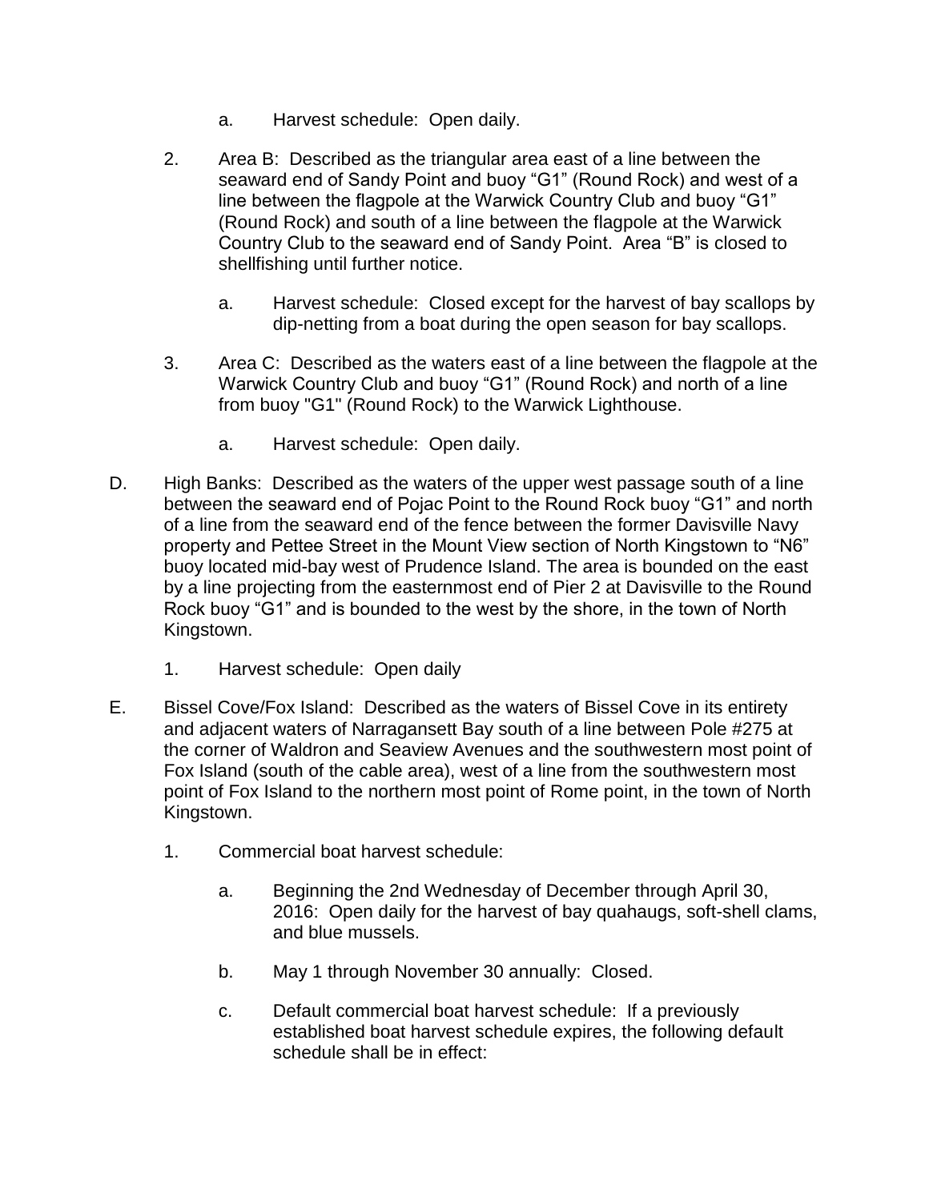a. Harvest schedule: Open daily.

2. Area B: Described as the triangular area east of a line between the seaward end of Sandy Point and buoy “G1” (Round Rock) and west of a line between the flagpole at the Warwick Country Club and buoy “G1” (Round Rock) and south of a line between the flagpole at the Warwick Country Club to the seaward end of Sandy Point. Area “B” is closed to shellfishing until further notice.

   a. Harvest schedule: Closed except for the harvest of bay scallops by dip-netting from a boat during the open season for bay scallops.

3. Area C: Described as the waters east of a line between the flagpole at the Warwick Country Club and buoy “G1” (Round Rock) and north of a line from buoy "G1" (Round Rock) to the Warwick Lighthouse.

   a. Harvest schedule: Open daily.

D. High Banks: Described as the waters of the upper west passage south of a line between the seaward end of Pojac Point to the Round Rock buoy “G1” and north of a line from the seaward end of the fence between the former Davisville Navy property and Pettee Street in the Mount View section of North Kingstown to “N6” buoy located mid-bay west of Prudence Island. The area is bounded on the east by a line projecting from the easternmost end of Pier 2 at Davisville to the Round Rock buoy “G1” and is bounded to the west by the shore, in the town of North Kingstown.

   1. Harvest schedule: Open daily

E. Bissel Cove/Fox Island: Described as the waters of Bissel Cove in its entirety and adjacent waters of Narragansett Bay south of a line between Pole #275 at the corner of Waldron and Seaview Avenues and the southwestern most point of Fox Island (south of the cable area), west of a line from the southwestern most point of Fox Island to the northern most point of Rome point, in the town of North Kingstown.

   1. Commercial boat harvest schedule:

      a. Beginning the 2nd Wednesday of December through April 30, 2016: Open daily for the harvest of bay quahaugs, soft-shell clams, and blue mussels.

      b. May 1 through November 30 annually: Closed.

      c. Default commercial boat harvest schedule: If a previously established boat harvest schedule expires, the following default schedule shall be in effect: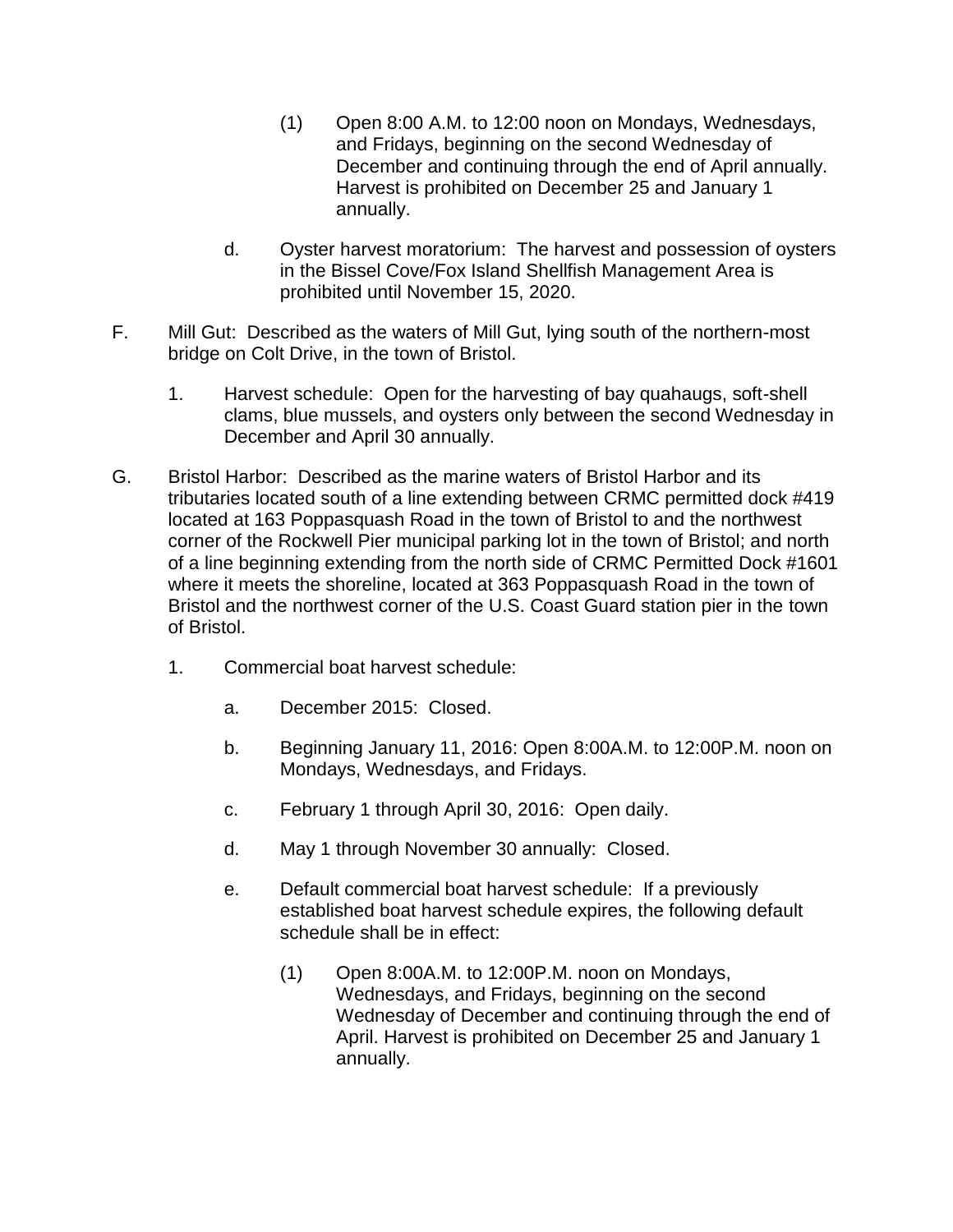(1) Open 8:00 A.M. to 12:00 noon on Mondays, Wednesdays, and Fridays, beginning on the second Wednesday of December and continuing through the end of April annually. Harvest is prohibited on December 25 and January 1 annually.

d. Oyster harvest moratorium: The harvest and possession of oysters in the Bissel Cove/Fox Island Shellfish Management Area is prohibited until November 15, 2020.

F. Mill Gut: Described as the waters of Mill Gut, lying south of the northern-most bridge on Colt Drive, in the town of Bristol.

1. Harvest schedule: Open for the harvesting of bay quahaugs, soft-shell clams, blue mussels, and oysters only between the second Wednesday in December and April 30 annually.

G. Bristol Harbor: Described as the marine waters of Bristol Harbor and its tributaries located south of a line extending between CRMC permitted dock #419 located at 163 Poppasquash Road in the town of Bristol to and the northwest corner of the Rockwell Pier municipal parking lot in the town of Bristol; and north of a line beginning extending from the north side of CRMC Permitted Dock #1601 where it meets the shoreline, located at 363 Poppasquash Road in the town of Bristol and the northwest corner of the U.S. Coast Guard station pier in the town of Bristol.

1. Commercial boat harvest schedule:

a. December 2015: Closed.

b. Beginning January 11, 2016: Open 8:00A.M. to 12:00P.M. noon on Mondays, Wednesdays, and Fridays.

c. February 1 through April 30, 2016: Open daily.

d. May 1 through November 30 annually: Closed.

e. Default commercial boat harvest schedule: If a previously established boat harvest schedule expires, the following default schedule shall be in effect:

(1) Open 8:00A.M. to 12:00P.M. noon on Mondays, Wednesdays, and Fridays, beginning on the second Wednesday of December and continuing through the end of April. Harvest is prohibited on December 25 and January 1 annually.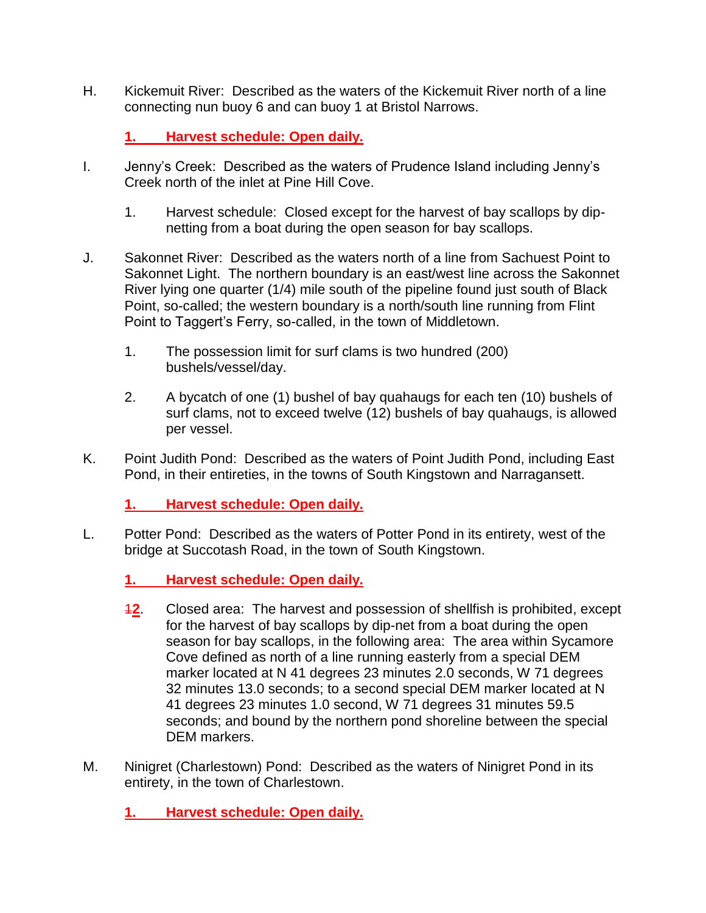H. Kickemuit River: Described as the waters of the Kickemuit River north of a line connecting nun buoy 6 and can buoy 1 at Bristol Narrows.

   **1. Harvest schedule: Open daily.**

I. Jenny's Creek: Described as the waters of Prudence Island including Jenny's Creek north of the inlet at Pine Hill Cove.

   1. Harvest schedule: Closed except for the harvest of bay scallops by dip-netting from a boat during the open season for bay scallops.

J. Sakonnet River: Described as the waters north of a line from Sachuest Point to Sakonnet Light. The northern boundary is an east/west line across the Sakonnet River lying one quarter (1/4) mile south of the pipeline found just south of Black Point, so-called; the western boundary is a north/south line running from Flint Point to Taggert's Ferry, so-called, in the town of Middletown.

   1. The possession limit for surf clams is two hundred (200) bushels/vessel/day.

   2. A bycatch of one (1) bushel of bay quahaugs for each ten (10) bushels of surf clams, not to exceed twelve (12) bushels of bay quahaugs, is allowed per vessel.

K. Point Judith Pond: Described as the waters of Point Judith Pond, including East Pond, in their entireties, in the towns of South Kingstown and Narragansett.

   **1. Harvest schedule: Open daily.**

L. Potter Pond: Described as the waters of Potter Pond in its entirety, west of the bridge at Succotash Road, in the town of South Kingstown.

   **1. Harvest schedule: Open daily.**

   ~~1~~**2**. Closed area: The harvest and possession of shellfish is prohibited, except for the harvest of bay scallops by dip-net from a boat during the open season for bay scallops, in the following area: The area within Sycamore Cove defined as north of a line running easterly from a special DEM marker located at N 41 degrees 23 minutes 2.0 seconds, W 71 degrees 32 minutes 13.0 seconds; to a second special DEM marker located at N 41 degrees 23 minutes 1.0 second, W 71 degrees 31 minutes 59.5 seconds; and bound by the northern pond shoreline between the special DEM markers.

M. Ninigret (Charlestown) Pond: Described as the waters of Ninigret Pond in its entirety, in the town of Charlestown.

   **1. Harvest schedule: Open daily.**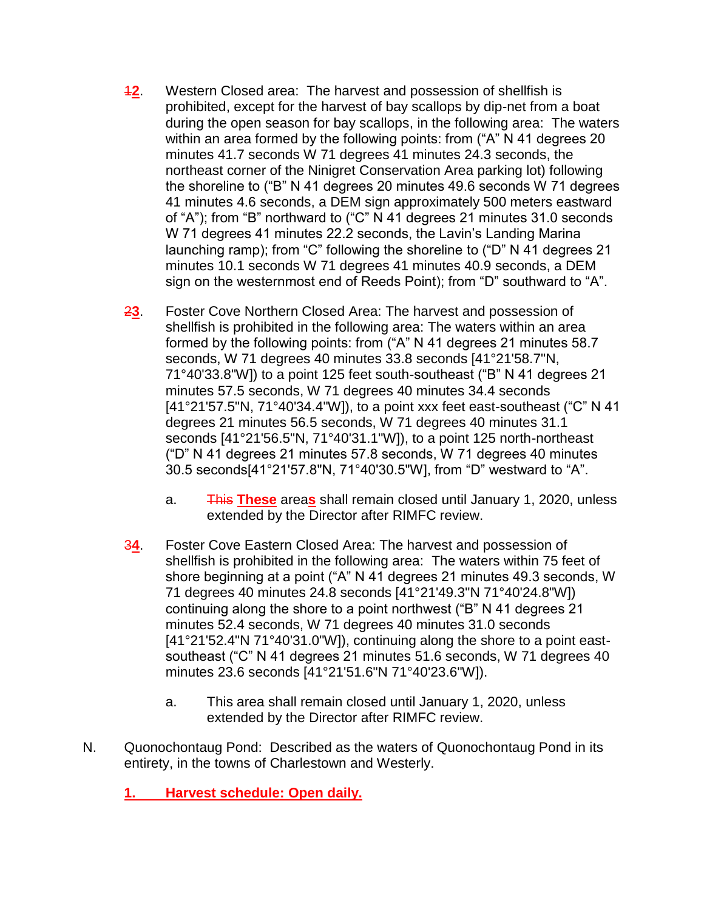~~1~~**2**. Western Closed area: The harvest and possession of shellfish is prohibited, except for the harvest of bay scallops by dip-net from a boat during the open season for bay scallops, in the following area: The waters within an area formed by the following points: from (“A” N 41 degrees 20 minutes 41.7 seconds W 71 degrees 41 minutes 24.3 seconds, the northeast corner of the Ninigret Conservation Area parking lot) following the shoreline to (“B” N 41 degrees 20 minutes 49.6 seconds W 71 degrees 41 minutes 4.6 seconds, a DEM sign approximately 500 meters eastward of “A”); from “B” northward to (“C” N 41 degrees 21 minutes 31.0 seconds W 71 degrees 41 minutes 22.2 seconds, the Lavin’s Landing Marina launching ramp); from “C” following the shoreline to (“D” N 41 degrees 21 minutes 10.1 seconds W 71 degrees 41 minutes 40.9 seconds, a DEM sign on the westernmost end of Reeds Point); from “D” southward to “A”.

~~2~~**3**. Foster Cove Northern Closed Area: The harvest and possession of shellfish is prohibited in the following area: The waters within an area formed by the following points: from (“A” N 41 degrees 21 minutes 58.7 seconds, W 71 degrees 40 minutes 33.8 seconds [41°21'58.7"N, 71°40'33.8"W]) to a point 125 feet south-southeast (“B” N 41 degrees 21 minutes 57.5 seconds, W 71 degrees 40 minutes 34.4 seconds [41°21'57.5"N, 71°40'34.4"W]), to a point xxx feet east-southeast (“C” N 41 degrees 21 minutes 56.5 seconds, W 71 degrees 40 minutes 31.1 seconds [41°21'56.5"N, 71°40'31.1"W]), to a point 125 north-northeast (“D” N 41 degrees 21 minutes 57.8 seconds, W 71 degrees 40 minutes 30.5 seconds[41°21'57.8"N, 71°40'30.5"W], from “D” westward to “A”.

a. ~~This~~ **These** area**s** shall remain closed until January 1, 2020, unless extended by the Director after RIMFC review.

~~3~~**4**. Foster Cove Eastern Closed Area: The harvest and possession of shellfish is prohibited in the following area: The waters within 75 feet of shore beginning at a point (“A” N 41 degrees 21 minutes 49.3 seconds, W 71 degrees 40 minutes 24.8 seconds [41°21'49.3"N 71°40'24.8"W]) continuing along the shore to a point northwest (“B” N 41 degrees 21 minutes 52.4 seconds, W 71 degrees 40 minutes 31.0 seconds [41°21'52.4"N 71°40'31.0"W]), continuing along the shore to a point east-southeast (“C” N 41 degrees 21 minutes 51.6 seconds, W 71 degrees 40 minutes 23.6 seconds [41°21'51.6"N 71°40'23.6"W]).

a. This area shall remain closed until January 1, 2020, unless extended by the Director after RIMFC review.

N. Quonochontaug Pond: Described as the waters of Quonochontaug Pond in its entirety, in the towns of Charlestown and Westerly.

**1. Harvest schedule: Open daily.**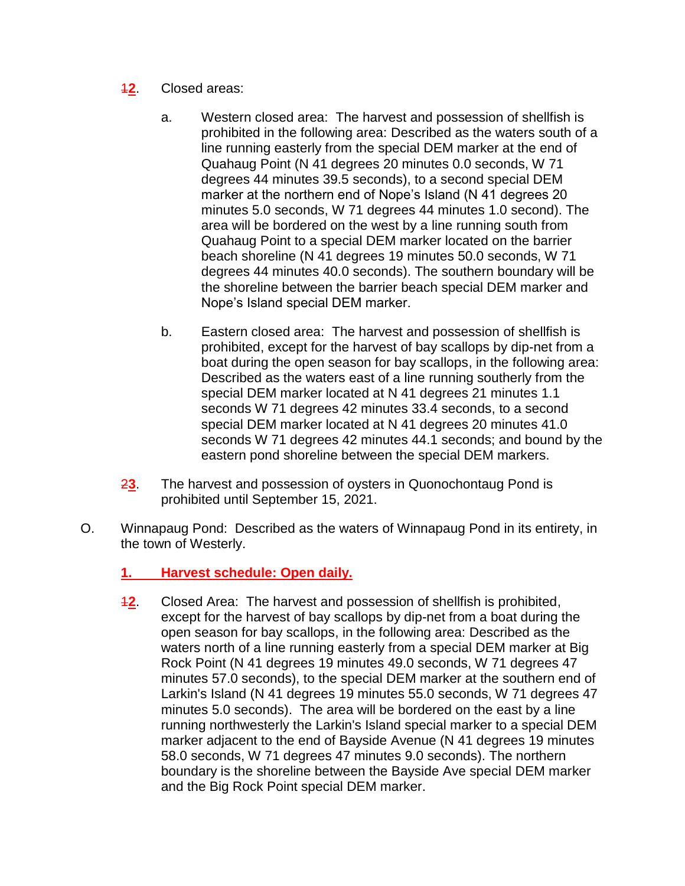12. Closed areas:

    a. Western closed area: The harvest and possession of shellfish is prohibited in the following area: Described as the waters south of a line running easterly from the special DEM marker at the end of Quahaug Point (N 41 degrees 20 minutes 0.0 seconds, W 71 degrees 44 minutes 39.5 seconds), to a second special DEM marker at the northern end of Nope's Island (N 41 degrees 20 minutes 5.0 seconds, W 71 degrees 44 minutes 1.0 second). The area will be bordered on the west by a line running south from Quahaug Point to a special DEM marker located on the barrier beach shoreline (N 41 degrees 19 minutes 50.0 seconds, W 71 degrees 44 minutes 40.0 seconds). The southern boundary will be the shoreline between the barrier beach special DEM marker and Nope's Island special DEM marker.

    b. Eastern closed area: The harvest and possession of shellfish is prohibited, except for the harvest of bay scallops by dip-net from a boat during the open season for bay scallops, in the following area: Described as the waters east of a line running southerly from the special DEM marker located at N 41 degrees 21 minutes 1.1 seconds W 71 degrees 42 minutes 33.4 seconds, to a second special DEM marker located at N 41 degrees 20 minutes 41.0 seconds W 71 degrees 42 minutes 44.1 seconds; and bound by the eastern pond shoreline between the special DEM markers.

23. The harvest and possession of oysters in Quonochontaug Pond is prohibited until September 15, 2021.

O. Winnapaug Pond: Described as the waters of Winnapaug Pond in its entirety, in the town of Westerly.

   **1. Harvest schedule: Open daily.**

   12. Closed Area: The harvest and possession of shellfish is prohibited, except for the harvest of bay scallops by dip-net from a boat during the open season for bay scallops, in the following area: Described as the waters north of a line running easterly from a special DEM marker at Big Rock Point (N 41 degrees 19 minutes 49.0 seconds, W 71 degrees 47 minutes 57.0 seconds), to the special DEM marker at the southern end of Larkin's Island (N 41 degrees 19 minutes 55.0 seconds, W 71 degrees 47 minutes 5.0 seconds). The area will be bordered on the east by a line running northwesterly the Larkin's Island special marker to a special DEM marker adjacent to the end of Bayside Avenue (N 41 degrees 19 minutes 58.0 seconds, W 71 degrees 47 minutes 9.0 seconds). The northern boundary is the shoreline between the Bayside Ave special DEM marker and the Big Rock Point special DEM marker.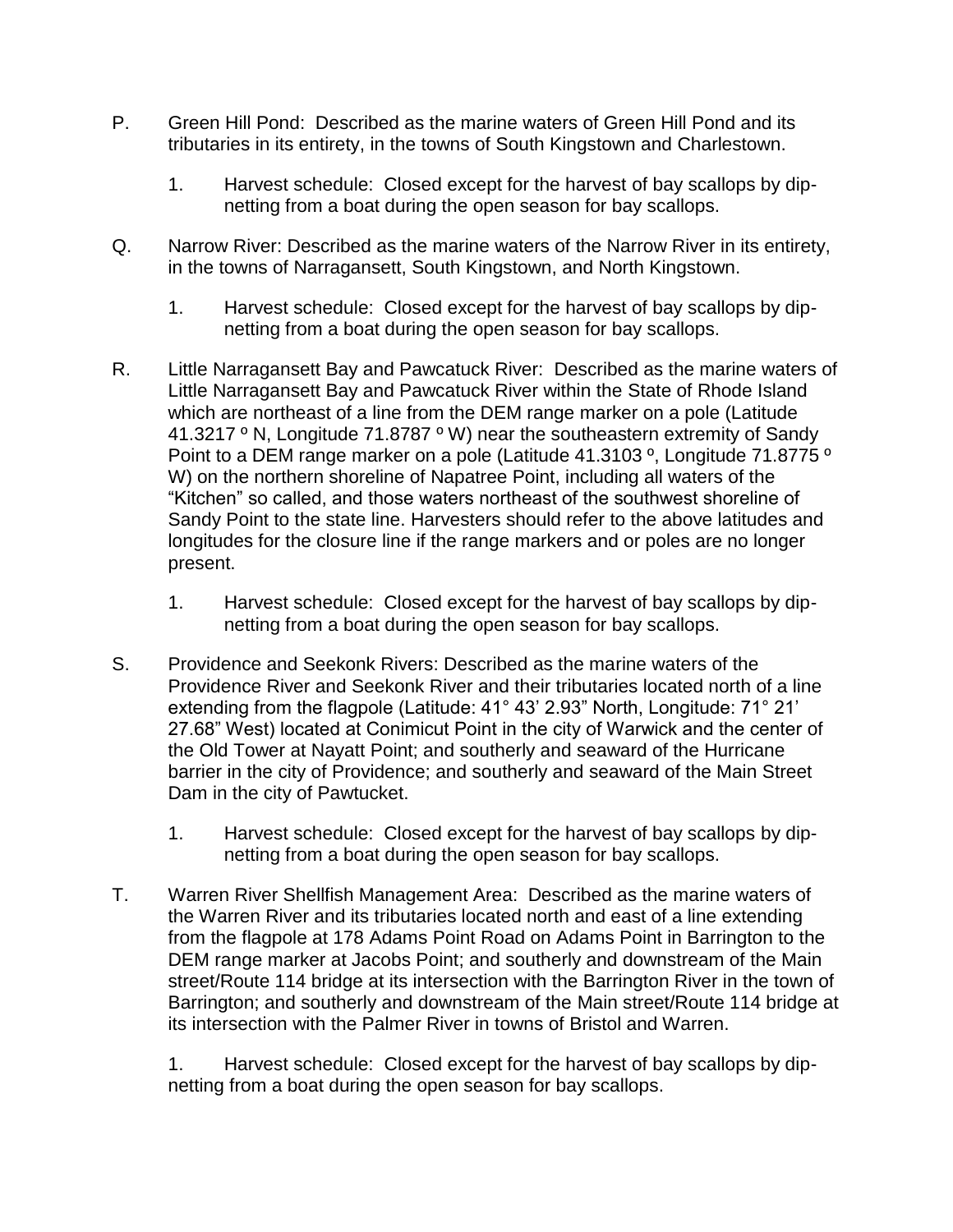P. Green Hill Pond: Described as the marine waters of Green Hill Pond and its tributaries in its entirety, in the towns of South Kingstown and Charlestown.

   1. Harvest schedule: Closed except for the harvest of bay scallops by dip-netting from a boat during the open season for bay scallops.

Q. Narrow River: Described as the marine waters of the Narrow River in its entirety, in the towns of Narragansett, South Kingstown, and North Kingstown.

   1. Harvest schedule: Closed except for the harvest of bay scallops by dip-netting from a boat during the open season for bay scallops.

R. Little Narragansett Bay and Pawcatuck River: Described as the marine waters of Little Narragansett Bay and Pawcatuck River within the State of Rhode Island which are northeast of a line from the DEM range marker on a pole (Latitude 41.3217 º N, Longitude 71.8787 º W) near the southeastern extremity of Sandy Point to a DEM range marker on a pole (Latitude 41.3103 º, Longitude 71.8775 º W) on the northern shoreline of Napatree Point, including all waters of the "Kitchen" so called, and those waters northeast of the southwest shoreline of Sandy Point to the state line. Harvesters should refer to the above latitudes and longitudes for the closure line if the range markers and or poles are no longer present.

   1. Harvest schedule: Closed except for the harvest of bay scallops by dip-netting from a boat during the open season for bay scallops.

S. Providence and Seekonk Rivers: Described as the marine waters of the Providence River and Seekonk River and their tributaries located north of a line extending from the flagpole (Latitude: 41° 43' 2.93" North, Longitude: 71° 21' 27.68" West) located at Conimicut Point in the city of Warwick and the center of the Old Tower at Nayatt Point; and southerly and seaward of the Hurricane barrier in the city of Providence; and southerly and seaward of the Main Street Dam in the city of Pawtucket.

   1. Harvest schedule: Closed except for the harvest of bay scallops by dip-netting from a boat during the open season for bay scallops.

T. Warren River Shellfish Management Area: Described as the marine waters of the Warren River and its tributaries located north and east of a line extending from the flagpole at 178 Adams Point Road on Adams Point in Barrington to the DEM range marker at Jacobs Point; and southerly and downstream of the Main street/Route 114 bridge at its intersection with the Barrington River in the town of Barrington; and southerly and downstream of the Main street/Route 114 bridge at its intersection with the Palmer River in towns of Bristol and Warren.

   1. Harvest schedule: Closed except for the harvest of bay scallops by dip-netting from a boat during the open season for bay scallops.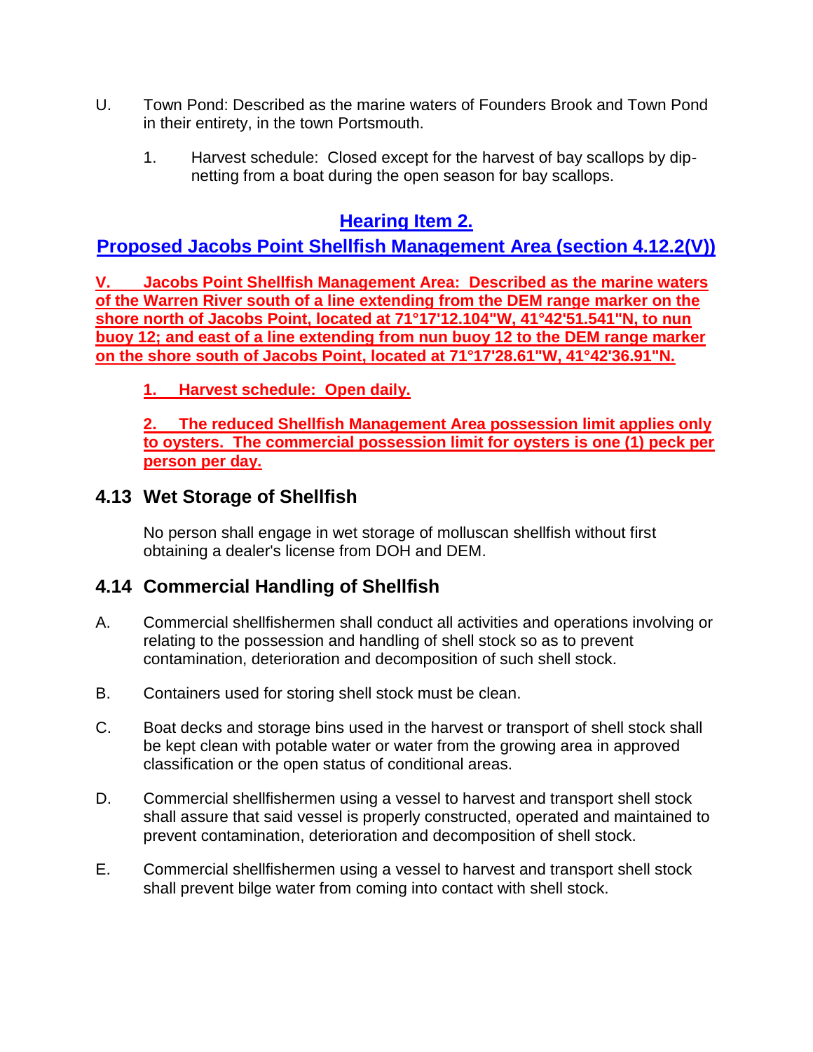U. Town Pond: Described as the marine waters of Founders Brook and Town Pond in their entirety, in the town Portsmouth.

   1. Harvest schedule: Closed except for the harvest of bay scallops by dip-netting from a boat during the open season for bay scallops.

## Hearing Item 2.

## Proposed Jacobs Point Shellfish Management Area (section 4.12.2(V))

**V. Jacobs Point Shellfish Management Area: Described as the marine waters of the Warren River south of a line extending from the DEM range marker on the shore north of Jacobs Point, located at 71°17'12.104"W, 41°42'51.541"N, to nun buoy 12; and east of a line extending from nun buoy 12 to the DEM range marker on the shore south of Jacobs Point, located at 71°17'28.61"W, 41°42'36.91"N.**

   **1. Harvest schedule: Open daily.**

   **2. The reduced Shellfish Management Area possession limit applies only to oysters. The commercial possession limit for oysters is one (1) peck per person per day.**

## 4.13 Wet Storage of Shellfish

No person shall engage in wet storage of molluscan shellfish without first obtaining a dealer's license from DOH and DEM.

## 4.14 Commercial Handling of Shellfish

A. Commercial shellfishermen shall conduct all activities and operations involving or relating to the possession and handling of shell stock so as to prevent contamination, deterioration and decomposition of such shell stock.

B. Containers used for storing shell stock must be clean.

C. Boat decks and storage bins used in the harvest or transport of shell stock shall be kept clean with potable water or water from the growing area in approved classification or the open status of conditional areas.

D. Commercial shellfishermen using a vessel to harvest and transport shell stock shall assure that said vessel is properly constructed, operated and maintained to prevent contamination, deterioration and decomposition of shell stock.

E. Commercial shellfishermen using a vessel to harvest and transport shell stock shall prevent bilge water from coming into contact with shell stock.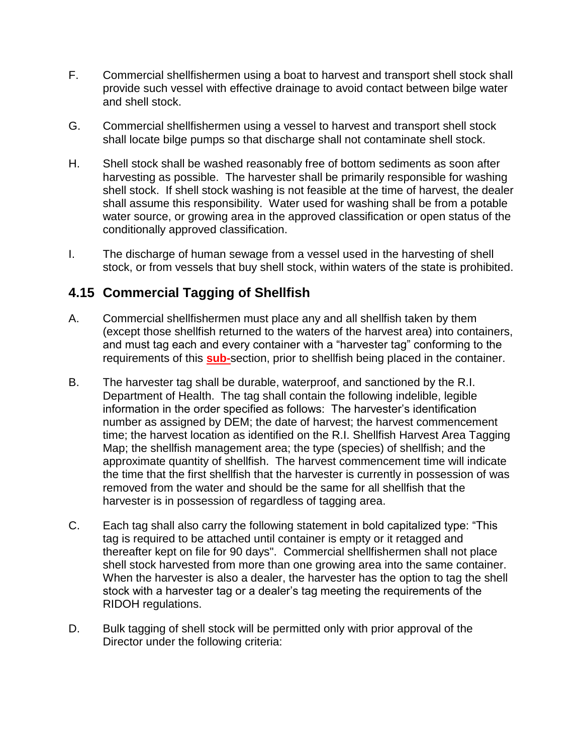F. Commercial shellfishermen using a boat to harvest and transport shell stock shall provide such vessel with effective drainage to avoid contact between bilge water and shell stock.

G. Commercial shellfishermen using a vessel to harvest and transport shell stock shall locate bilge pumps so that discharge shall not contaminate shell stock.

H. Shell stock shall be washed reasonably free of bottom sediments as soon after harvesting as possible. The harvester shall be primarily responsible for washing shell stock. If shell stock washing is not feasible at the time of harvest, the dealer shall assume this responsibility. Water used for washing shall be from a potable water source, or growing area in the approved classification or open status of the conditionally approved classification.

I. The discharge of human sewage from a vessel used in the harvesting of shell stock, or from vessels that buy shell stock, within waters of the state is prohibited.

## 4.15 Commercial Tagging of Shellfish

A. Commercial shellfishermen must place any and all shellfish taken by them (except those shellfish returned to the waters of the harvest area) into containers, and must tag each and every container with a "harvester tag" conforming to the requirements of this **sub-**section, prior to shellfish being placed in the container.

B. The harvester tag shall be durable, waterproof, and sanctioned by the R.I. Department of Health. The tag shall contain the following indelible, legible information in the order specified as follows: The harvester's identification number as assigned by DEM; the date of harvest; the harvest commencement time; the harvest location as identified on the R.I. Shellfish Harvest Area Tagging Map; the shellfish management area; the type (species) of shellfish; and the approximate quantity of shellfish. The harvest commencement time will indicate the time that the first shellfish that the harvester is currently in possession of was removed from the water and should be the same for all shellfish that the harvester is in possession of regardless of tagging area.

C. Each tag shall also carry the following statement in bold capitalized type: "This tag is required to be attached until container is empty or it retagged and thereafter kept on file for 90 days". Commercial shellfishermen shall not place shell stock harvested from more than one growing area into the same container. When the harvester is also a dealer, the harvester has the option to tag the shell stock with a harvester tag or a dealer's tag meeting the requirements of the RIDOH regulations.

D. Bulk tagging of shell stock will be permitted only with prior approval of the Director under the following criteria: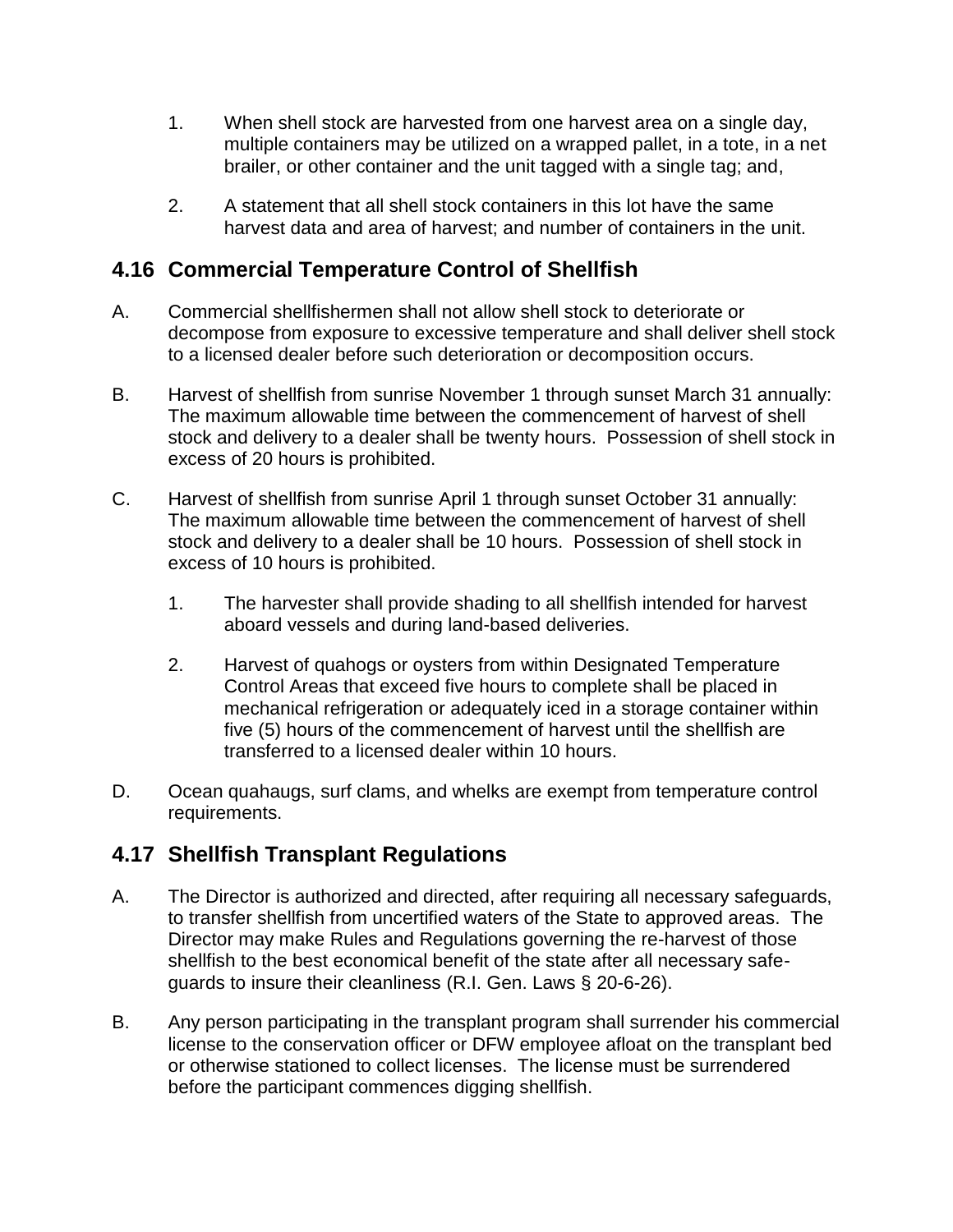1. When shell stock are harvested from one harvest area on a single day, multiple containers may be utilized on a wrapped pallet, in a tote, in a net brailer, or other container and the unit tagged with a single tag; and,

2. A statement that all shell stock containers in this lot have the same harvest data and area of harvest; and number of containers in the unit.

## 4.16 Commercial Temperature Control of Shellfish

A. Commercial shellfishermen shall not allow shell stock to deteriorate or decompose from exposure to excessive temperature and shall deliver shell stock to a licensed dealer before such deterioration or decomposition occurs.

B. Harvest of shellfish from sunrise November 1 through sunset March 31 annually: The maximum allowable time between the commencement of harvest of shell stock and delivery to a dealer shall be twenty hours. Possession of shell stock in excess of 20 hours is prohibited.

C. Harvest of shellfish from sunrise April 1 through sunset October 31 annually: The maximum allowable time between the commencement of harvest of shell stock and delivery to a dealer shall be 10 hours. Possession of shell stock in excess of 10 hours is prohibited.

   1. The harvester shall provide shading to all shellfish intended for harvest aboard vessels and during land-based deliveries.

   2. Harvest of quahogs or oysters from within Designated Temperature Control Areas that exceed five hours to complete shall be placed in mechanical refrigeration or adequately iced in a storage container within five (5) hours of the commencement of harvest until the shellfish are transferred to a licensed dealer within 10 hours.

D. Ocean quahaugs, surf clams, and whelks are exempt from temperature control requirements.

## 4.17 Shellfish Transplant Regulations

A. The Director is authorized and directed, after requiring all necessary safeguards, to transfer shellfish from uncertified waters of the State to approved areas. The Director may make Rules and Regulations governing the re-harvest of those shellfish to the best economical benefit of the state after all necessary safe-guards to insure their cleanliness (R.I. Gen. Laws § 20-6-26).

B. Any person participating in the transplant program shall surrender his commercial license to the conservation officer or DFW employee afloat on the transplant bed or otherwise stationed to collect licenses. The license must be surrendered before the participant commences digging shellfish.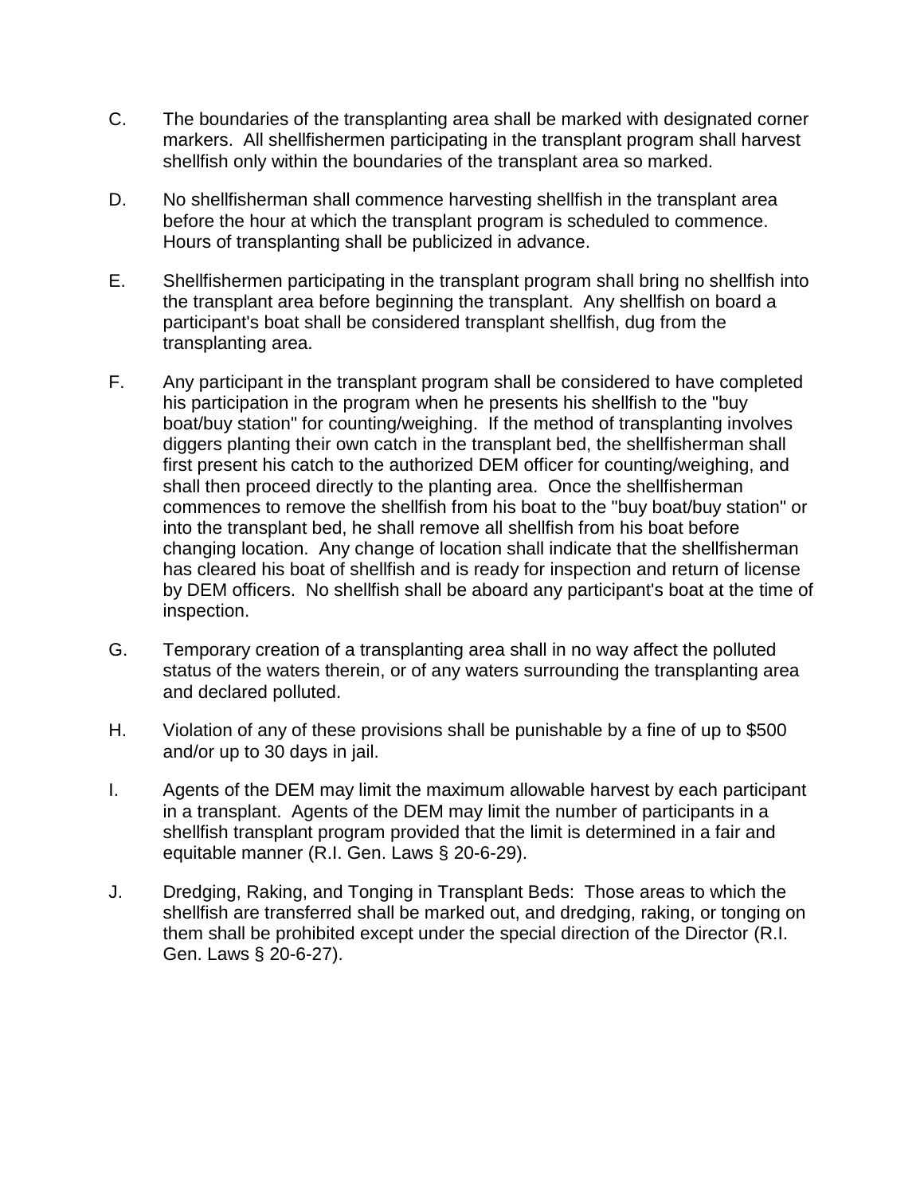C. The boundaries of the transplanting area shall be marked with designated corner markers. All shellfishermen participating in the transplant program shall harvest shellfish only within the boundaries of the transplant area so marked.

D. No shellfisherman shall commence harvesting shellfish in the transplant area before the hour at which the transplant program is scheduled to commence. Hours of transplanting shall be publicized in advance.

E. Shellfishermen participating in the transplant program shall bring no shellfish into the transplant area before beginning the transplant. Any shellfish on board a participant's boat shall be considered transplant shellfish, dug from the transplanting area.

F. Any participant in the transplant program shall be considered to have completed his participation in the program when he presents his shellfish to the "buy boat/buy station" for counting/weighing. If the method of transplanting involves diggers planting their own catch in the transplant bed, the shellfisherman shall first present his catch to the authorized DEM officer for counting/weighing, and shall then proceed directly to the planting area. Once the shellfisherman commences to remove the shellfish from his boat to the "buy boat/buy station" or into the transplant bed, he shall remove all shellfish from his boat before changing location. Any change of location shall indicate that the shellfisherman has cleared his boat of shellfish and is ready for inspection and return of license by DEM officers. No shellfish shall be aboard any participant's boat at the time of inspection.

G. Temporary creation of a transplanting area shall in no way affect the polluted status of the waters therein, or of any waters surrounding the transplanting area and declared polluted.

H. Violation of any of these provisions shall be punishable by a fine of up to $500 and/or up to 30 days in jail.

I. Agents of the DEM may limit the maximum allowable harvest by each participant in a transplant. Agents of the DEM may limit the number of participants in a shellfish transplant program provided that the limit is determined in a fair and equitable manner (R.I. Gen. Laws § 20-6-29).

J. Dredging, Raking, and Tonging in Transplant Beds: Those areas to which the shellfish are transferred shall be marked out, and dredging, raking, or tonging on them shall be prohibited except under the special direction of the Director (R.I. Gen. Laws § 20-6-27).